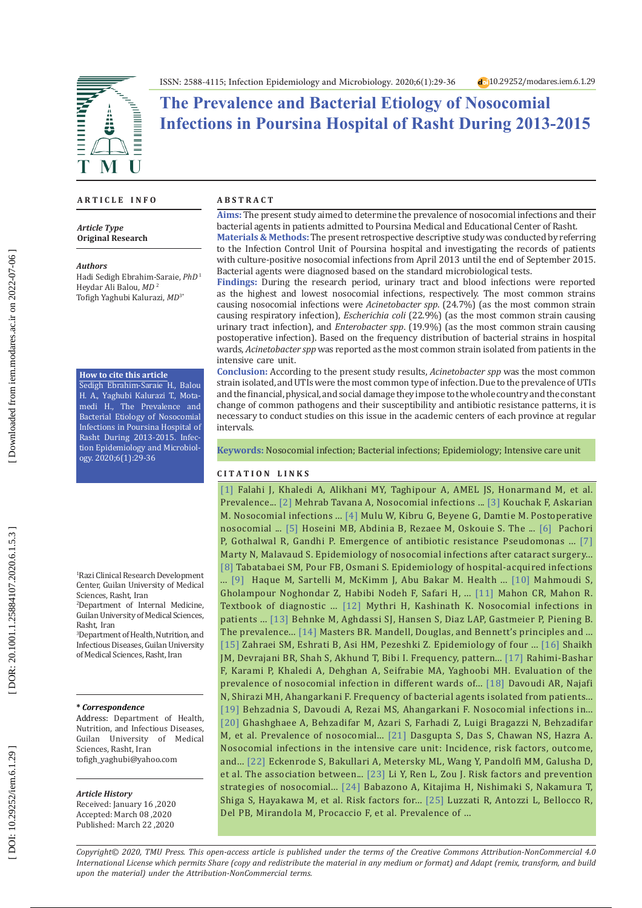ISSN: 2588-4115; Infection Epidemiology and Microbiology. 2020;6(1):29-36 10.29252/modares.iem.6.1.29

# The Prevalence and Bacterial Etiology of Nosocomial Infections in Poursina Hospital of Rasht During 2013-2015

## ARTICLE INFO

***Article Type***
**Original Research**

***Authors***
Hadi Sedigh Ebrahim-Saraie, *PhD*[1]
Heydar Ali Balou, *MD*[2]
Tofigh Yaghubi Kalurazi, *MD*[3*]

**How to cite this article**
Sedigh Ebrahim-Saraie H., Balou H. A., Yaghubi Kalurazi T., Motamedi H., The Prevalence and Bacterial Etiology of Nosocomial Infections in Poursina Hospital of Rasht During 2013-2015. Infection Epidemiology and Microbiology. 2020;6(1):29-36

[1]Razi Clinical Research Development Center, Guilan University of Medical Sciences, Rasht, Iran
[2]Department of Internal Medicine, Guilan University of Medical Sciences, Rasht, Iran
[3]Department of Health, Nutrition, and Infectious Diseases, Guilan University of Medical Sciences, Rasht, Iran

***\* Correspondence***
Address: Department of Health, Nutrition, and Infectious Diseases, Guilan University of Medical Sciences, Rasht, Iran
tofigh_yaghubi@yahoo.com

***Article History***
Received: January 16 ,2020
Accepted: March 08 ,2020
Published: March 22 ,2020

## ABSTRACT

**Aims:** The present study aimed to determine the prevalence of nosocomial infections and their bacterial agents in patients admitted to Poursina Medical and Educational Center of Rasht.

**Materials & Methods:** The present retrospective descriptive study was conducted by referring to the Infection Control Unit of Poursina hospital and investigating the records of patients with culture-positive nosocomial infections from April 2013 until the end of September 2015. Bacterial agents were diagnosed based on the standard microbiological tests.

**Findings:** During the research period, urinary tract and blood infections were reported as the highest and lowest nosocomial infections, respectively. The most common strains causing nosocomial infections were *Acinetobacter spp*. (24.7%) (as the most common strain causing respiratory infection), *Escherichia coli* (22.9%) (as the most common strain causing urinary tract infection), and *Enterobacter spp*. (19.9%) (as the most common strain causing postoperative infection). Based on the frequency distribution of bacterial strains in hospital wards, *Acinetobacter spp* was reported as the most common strain isolated from patients in the intensive care unit.

**Conclusion:** According to the present study results, *Acinetobacter spp* was the most common strain isolated, and UTIs were the most common type of infection. Due to the prevalence of UTIs and the financial, physical, and social damage they impose to the whole country and the constant change of common pathogens and their susceptibility and antibiotic resistance patterns, it is necessary to conduct studies on this issue in the academic centers of each province at regular intervals.

**Keywords:** Nosocomial infection; Bacterial infections; Epidemiology; Intensive care unit

## CITATION LINKS

[1] Falahi J, Khaledi A, Alikhani MY, Taghipour A, AMEL JS, Honarmand M, et al. Prevalence... [2] Mehrab Tavana A, Nosocomial infections ... [3] Kouchak F, Askarian M. Nosocomial infections ... [4] Mulu W, Kibru G, Beyene G, Damtie M. Postoperative nosocomial ... [5] Hoseini MB, Abdinia B, Rezaee M, Oskouie S. The ... [6] Pachori P, Gothalwal R, Gandhi P. Emergence of antibiotic resistance Pseudomonas ... [7] Marty N, Malavaud S. Epidemiology of nosocomial infections after cataract surgery... [8] Tabatabaei SM, Pour FB, Osmani S. Epidemiology of hospital-acquired infections ... [9] Haque M, Sartelli M, McKimm J, Abu Bakar M. Health ... [10] Mahmoudi S, Gholampour Noghondar Z, Habibi Nodeh F, Safari H, ... [11] Mahon CR, Mahon R. Textbook of diagnostic ... [12] Mythri H, Kashinath K. Nosocomial infections in patients ... [13] Behnke M, Aghdassi SJ, Hansen S, Diaz LAP, Gastmeier P, Piening B. The prevalence... [14] Masters BR. Mandell, Douglas, and Bennett's principles and ... [15] Zahraei SM, Eshrati B, Asi HM, Pezeshki Z. Epidemiology of four ... [16] Shaikh JM, Devrajani BR, Shah S, Akhund T, Bibi I. Frequency, pattern... [17] Rahimi-Bashar F, Karami P, Khaledi A, Dehghan A, Seifrabie MA, Yaghoobi MH. Evaluation of the prevalence of nosocomial infection in different wards of... [18] Davoudi AR, Najafi N, Shirazi MH, Ahangarkani F. Frequency of bacterial agents isolated from patients... [19] Behzadnia S, Davoudi A, Rezai MS, Ahangarkani F. Nosocomial infections in... [20] Ghashghaee A, Behzadifar M, Azari S, Farhadi Z, Luigi Bragazzi N, Behzadifar M, et al. Prevalence of nosocomial... [21] Dasgupta S, Das S, Chawan NS, Hazra A. Nosocomial infections in the intensive care unit: Incidence, risk factors, outcome, and... [22] Eckenrode S, Bakullari A, Metersky ML, Wang Y, Pandolfi MM, Galusha D, et al. The association between... [23] Li Y, Ren L, Zou J. Risk factors and prevention strategies of nosocomial... [24] Babazono A, Kitajima H, Nishimaki S, Nakamura T, Shiga S, Hayakawa M, et al. Risk factors for... [25] Luzzati R, Antozzi L, Bellocco R, Del PB, Mirandola M, Procaccio F, et al. Prevalence of ...

*Copyright© 2020, TMU Press. This open-access article is published under the terms of the Creative Commons Attribution-NonCommercial 4.0 International License which permits Share (copy and redistribute the material in any medium or format) and Adapt (remix, transform, and build upon the material) under the Attribution-NonCommercial terms.*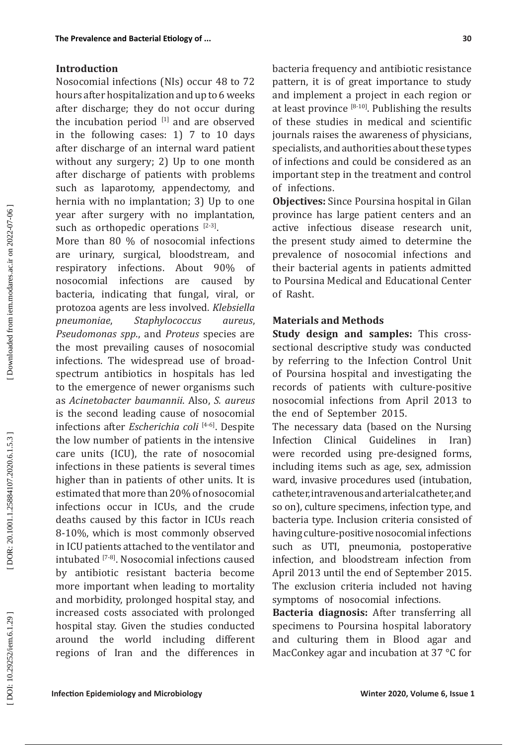## Introduction

Nosocomial infections (NIs) occur 48 to 72 hours after hospitalization and up to 6 weeks after discharge; they do not occur during the incubation period [1] and are observed in the following cases: 1) 7 to 10 days after discharge of an internal ward patient without any surgery; 2) Up to one month after discharge of patients with problems such as laparotomy, appendectomy, and hernia with no implantation; 3) Up to one year after surgery with no implantation, such as orthopedic operations [2-3].

More than 80 % of nosocomial infections are urinary, surgical, bloodstream, and respiratory infections. About 90% of nosocomial infections are caused by bacteria, indicating that fungal, viral, or protozoa agents are less involved. *Klebsiella pneumoniae*, *Staphylococcus aureus*, *Pseudomonas spp.*, and *Proteus* species are the most prevailing causes of nosocomial infections. The widespread use of broad-spectrum antibiotics in hospitals has led to the emergence of newer organisms such as *Acinetobacter baumannii*. Also, *S. aureus* is the second leading cause of nosocomial infections after *Escherichia coli* [4-6]. Despite the low number of patients in the intensive care units (ICU), the rate of nosocomial infections in these patients is several times higher than in patients of other units. It is estimated that more than 20% of nosocomial infections occur in ICUs, and the crude deaths caused by this factor in ICUs reach 8-10%, which is most commonly observed in ICU patients attached to the ventilator and intubated [7-8]. Nosocomial infections caused by antibiotic resistant bacteria become more important when leading to mortality and morbidity, prolonged hospital stay, and increased costs associated with prolonged hospital stay. Given the studies conducted around the world including different regions of Iran and the differences in bacteria frequency and antibiotic resistance pattern, it is of great importance to study and implement a project in each region or at least province [8-10]. Publishing the results of these studies in medical and scientific journals raises the awareness of physicians, specialists, and authorities about these types of infections and could be considered as an important step in the treatment and control of infections.

**Objectives:** Since Poursina hospital in Gilan province has large patient centers and an active infectious disease research unit, the present study aimed to determine the prevalence of nosocomial infections and their bacterial agents in patients admitted to Poursina Medical and Educational Center of Rasht.

## Materials and Methods

**Study design and samples:** This cross-sectional descriptive study was conducted by referring to the Infection Control Unit of Poursina hospital and investigating the records of patients with culture-positive nosocomial infections from April 2013 to the end of September 2015.

The necessary data (based on the Nursing Infection Clinical Guidelines in Iran) were recorded using pre-designed forms, including items such as age, sex, admission ward, invasive procedures used (intubation, catheter, intravenous and arterial catheter, and so on), culture specimens, infection type, and bacteria type. Inclusion criteria consisted of having culture-positive nosocomial infections such as UTI, pneumonia, postoperative infection, and bloodstream infection from April 2013 until the end of September 2015. The exclusion criteria included not having symptoms of nosocomial infections.

**Bacteria diagnosis:** After transferring all specimens to Poursina hospital laboratory and culturing them in Blood agar and MacConkey agar and incubation at 37 °C for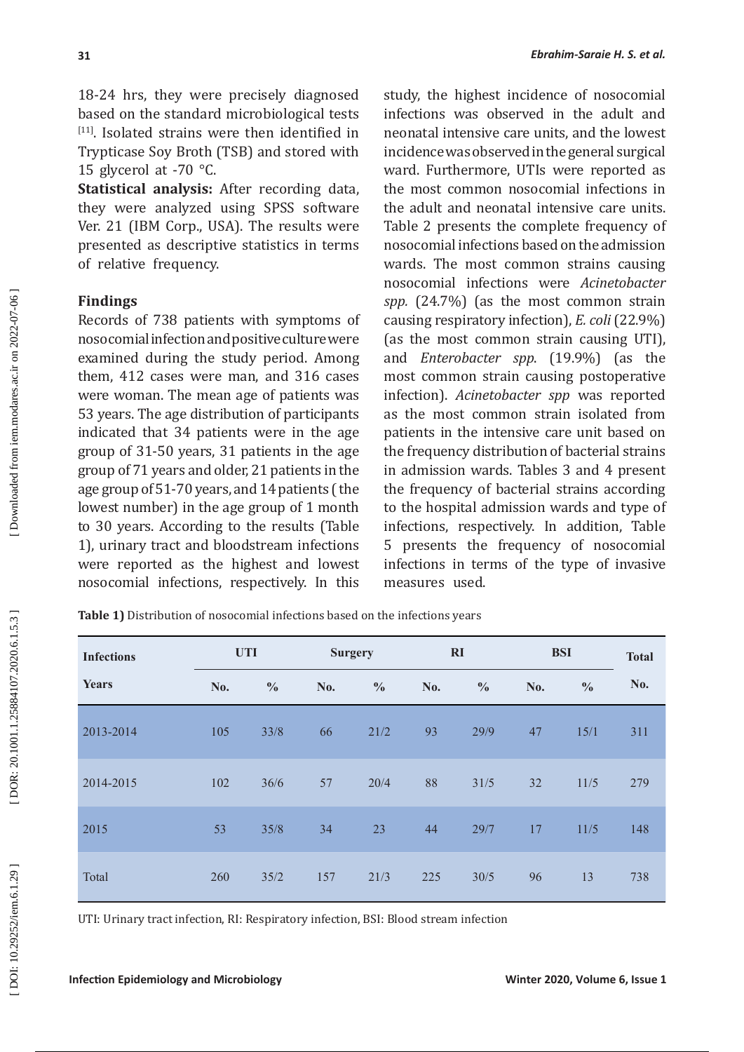18-24 hrs, they were precisely diagnosed based on the standard microbiological tests [11]. Isolated strains were then identified in Trypticase Soy Broth (TSB) and stored with 15 glycerol at -70 °C.

**Statistical analysis:** After recording data, they were analyzed using SPSS software Ver. 21 (IBM Corp., USA). The results were presented as descriptive statistics in terms of relative frequency.

## Findings

Records of 738 patients with symptoms of nosocomial infection and positive culture were examined during the study period. Among them, 412 cases were man, and 316 cases were woman. The mean age of patients was 53 years. The age distribution of participants indicated that 34 patients were in the age group of 31-50 years, 31 patients in the age group of 71 years and older, 21 patients in the age group of 51-70 years, and 14 patients ( the lowest number) in the age group of 1 month to 30 years. According to the results (Table 1), urinary tract and bloodstream infections were reported as the highest and lowest nosocomial infections, respectively. In this study, the highest incidence of nosocomial infections was observed in the adult and neonatal intensive care units, and the lowest incidence was observed in the general surgical ward. Furthermore, UTIs were reported as the most common nosocomial infections in the adult and neonatal intensive care units. Table 2 presents the complete frequency of nosocomial infections based on the admission wards. The most common strains causing nosocomial infections were *Acinetobacter spp.* (24.7%) (as the most common strain causing respiratory infection), *E. coli* (22.9%) (as the most common strain causing UTI), and *Enterobacter spp.* (19.9%) (as the most common strain causing postoperative infection). *Acinetobacter spp* was reported as the most common strain isolated from patients in the intensive care unit based on the frequency distribution of bacterial strains in admission wards. Tables 3 and 4 present the frequency of bacterial strains according to the hospital admission wards and type of infections, respectively. In addition, Table 5 presents the frequency of nosocomial infections in terms of the type of invasive measures used.

**Table 1)** Distribution of nosocomial infections based on the infections years

| Infections Years | UTI | | Surgery | | RI | | BSI | | Total |
|---|---|---|---|---|---|---|---|---|---|
| | No. | % | No. | % | No. | % | No. | % | No. |
| 2013-2014 | 105 | 33/8 | 66 | 21/2 | 93 | 29/9 | 47 | 15/1 | 311 |
| 2014-2015 | 102 | 36/6 | 57 | 20/4 | 88 | 31/5 | 32 | 11/5 | 279 |
| 2015 | 53 | 35/8 | 34 | 23 | 44 | 29/7 | 17 | 11/5 | 148 |
| Total | 260 | 35/2 | 157 | 21/3 | 225 | 30/5 | 96 | 13 | 738 |

UTI: Urinary tract infection, RI: Respiratory infection, BSI: Blood stream infection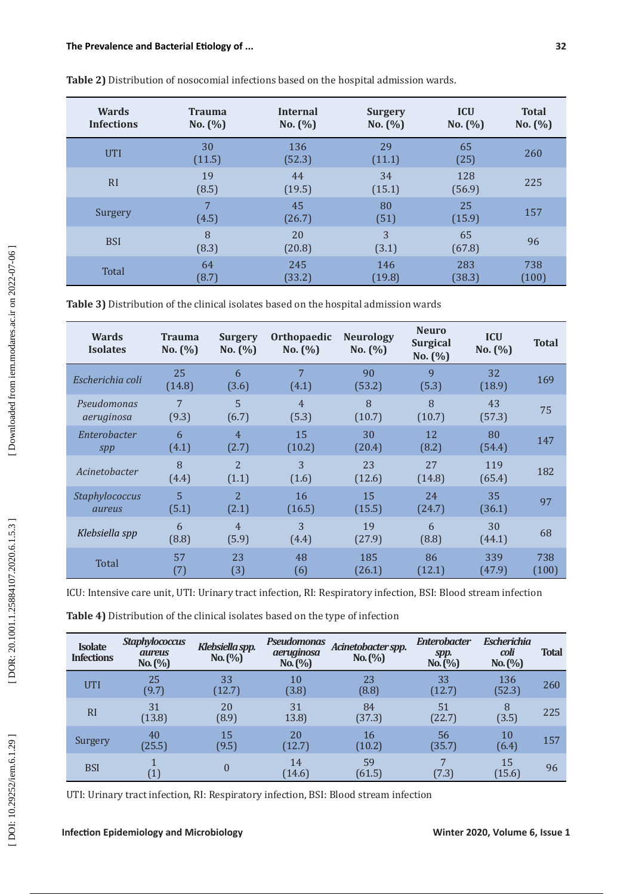**Table 2)** Distribution of nosocomial infections based on the hospital admission wards.

| Wards Infections | Trauma No. (%) | Internal No. (%) | Surgery No. (%) | ICU No. (%) | Total No. (%) |
|---|---|---|---|---|---|
| UTI | 30 (11.5) | 136 (52.3) | 29 (11.1) | 65 (25) | 260 |
| RI | 19 (8.5) | 44 (19.5) | 34 (15.1) | 128 (56.9) | 225 |
| Surgery | 7 (4.5) | 45 (26.7) | 80 (51) | 25 (15.9) | 157 |
| BSI | 8 (8.3) | 20 (20.8) | 3 (3.1) | 65 (67.8) | 96 |
| Total | 64 (8.7) | 245 (33.2) | 146 (19.8) | 283 (38.3) | 738 (100) |

**Table 3)** Distribution of the clinical isolates based on the hospital admission wards

| Wards Isolates | Trauma No. (%) | Surgery No. (%) | Orthopaedic No. (%) | Neurology No. (%) | Neuro Surgical No. (%) | ICU No. (%) | Total |
|---|---|---|---|---|---|---|---|
| *Escherichia coli* | 25 (14.8) | 6 (3.6) | 7 (4.1) | 90 (53.2) | 9 (5.3) | 32 (18.9) | 169 |
| *Pseudomonas aeruginosa* | 7 (9.3) | 5 (6.7) | 4 (5.3) | 8 (10.7) | 8 (10.7) | 43 (57.3) | 75 |
| *Enterobacter spp* | 6 (4.1) | 4 (2.7) | 15 (10.2) | 30 (20.4) | 12 (8.2) | 80 (54.4) | 147 |
| *Acinetobacter* | 8 (4.4) | 2 (1.1) | 3 (1.6) | 23 (12.6) | 27 (14.8) | 119 (65.4) | 182 |
| *Staphylococcus aureus* | 5 (5.1) | 2 (2.1) | 16 (16.5) | 15 (15.5) | 24 (24.7) | 35 (36.1) | 97 |
| *Klebsiella spp* | 6 (8.8) | 4 (5.9) | 3 (4.4) | 19 (27.9) | 6 (8.8) | 30 (44.1) | 68 |
| Total | 57 (7) | 23 (3) | 48 (6) | 185 (26.1) | 86 (12.1) | 339 (47.9) | 738 (100) |

ICU: Intensive care unit, UTI: Urinary tract infection, RI: Respiratory infection, BSI: Blood stream infection

**Table 4)** Distribution of the clinical isolates based on the type of infection

| Isolate Infections | *Staphylococcus aureus* No. (%) | *Klebsiella spp.* No. (%) | *Pseudomonas aeruginosa* No. (%) | *Acinetobacter spp.* No. (%) | *Enterobacter spp.* No. (%) | *Escherichia coli* No. (%) | Total |
|---|---|---|---|---|---|---|---|
| UTI | 25 (9.7) | 33 (12.7) | 10 (3.8) | 23 (8.8) | 33 (12.7) | 136 (52.3) | 260 |
| RI | 31 (13.8) | 20 (8.9) | 31 13.8) | 84 (37.3) | 51 (22.7) | 8 (3.5) | 225 |
| Surgery | 40 (25.5) | 15 (9.5) | 20 (12.7) | 16 (10.2) | 56 (35.7) | 10 (6.4) | 157 |
| BSI | 1 (1) | 0 | 14 (14.6) | 59 (61.5) | 7 (7.3) | 15 (15.6) | 96 |

UTI: Urinary tract infection, RI: Respiratory infection, BSI: Blood stream infection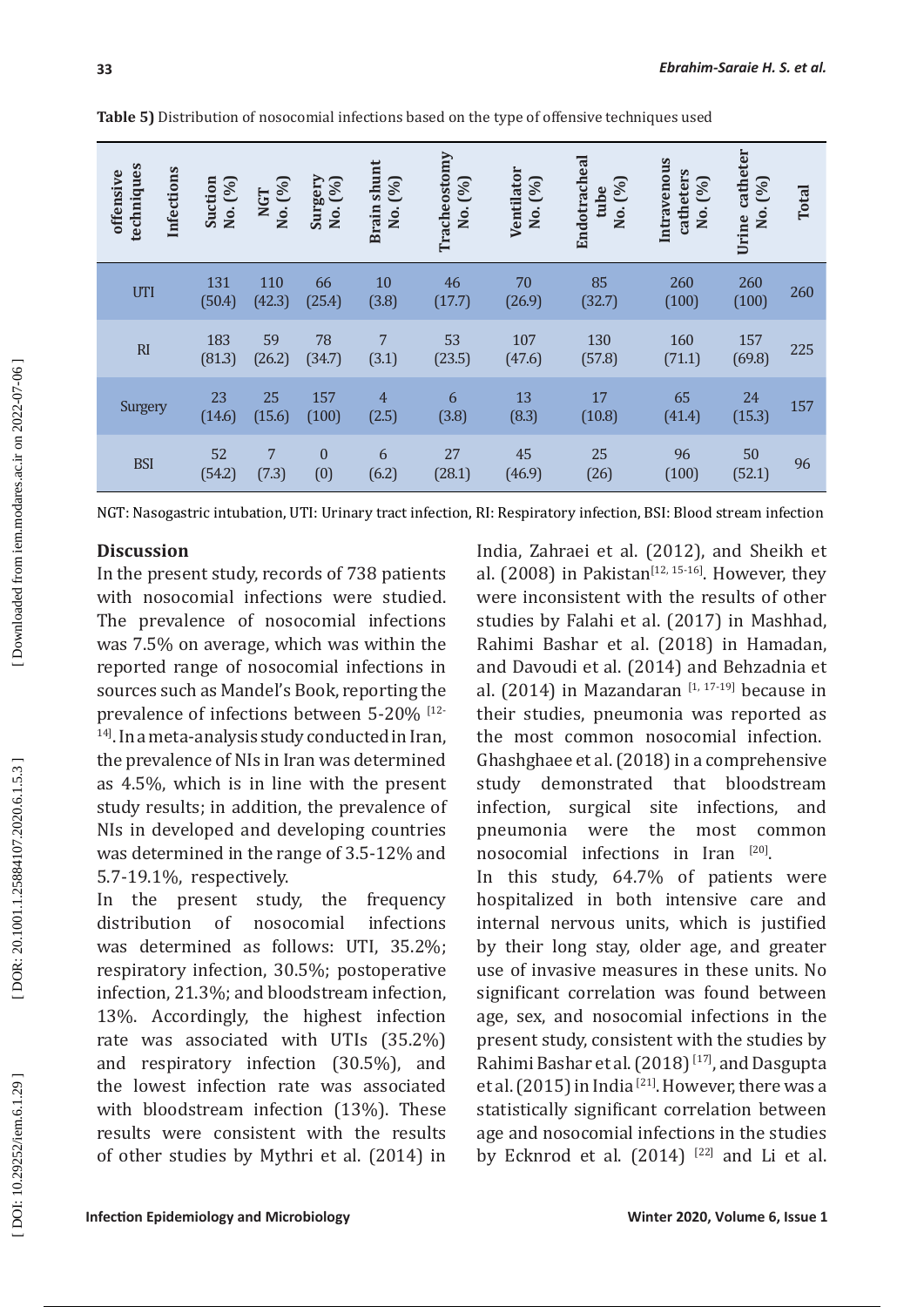**Table 5)** Distribution of nosocomial infections based on the type of offensive techniques used

| offensive techniques / Infections | Suction No. (%) | NGT No. (%) | Surgery No. (%) | Brain shunt No. (%) | Tracheostomy No. (%) | Ventilator No. (%) | Endotracheal tube No. (%) | Intravenous catheters No. (%) | Urine catheter No. (%) | Total |
|---|---|---|---|---|---|---|---|---|---|---|
| UTI | 131 (50.4) | 110 (42.3) | 66 (25.4) | 10 (3.8) | 46 (17.7) | 70 (26.9) | 85 (32.7) | 260 (100) | 260 (100) | 260 |
| RI | 183 (81.3) | 59 (26.2) | 78 (34.7) | 7 (3.1) | 53 (23.5) | 107 (47.6) | 130 (57.8) | 160 (71.1) | 157 (69.8) | 225 |
| Surgery | 23 (14.6) | 25 (15.6) | 157 (100) | 4 (2.5) | 6 (3.8) | 13 (8.3) | 17 (10.8) | 65 (41.4) | 24 (15.3) | 157 |
| BSI | 52 (54.2) | 7 (7.3) | 0 (0) | 6 (6.2) | 27 (28.1) | 45 (46.9) | 25 (26) | 96 (100) | 50 (52.1) | 96 |

NGT: Nasogastric intubation, UTI: Urinary tract infection, RI: Respiratory infection, BSI: Blood stream infection

## Discussion

In the present study, records of 738 patients with nosocomial infections were studied. The prevalence of nosocomial infections was 7.5% on average, which was within the reported range of nosocomial infections in sources such as Mandel's Book, reporting the prevalence of infections between 5-20% [12-14]. In a meta-analysis study conducted in Iran, the prevalence of NIs in Iran was determined as 4.5%, which is in line with the present study results; in addition, the prevalence of NIs in developed and developing countries was determined in the range of 3.5-12% and 5.7-19.1%, respectively.

In the present study, the frequency distribution of nosocomial infections was determined as follows: UTI, 35.2%; respiratory infection, 30.5%; postoperative infection, 21.3%; and bloodstream infection, 13%. Accordingly, the highest infection rate was associated with UTIs (35.2%) and respiratory infection (30.5%), and the lowest infection rate was associated with bloodstream infection (13%). These results were consistent with the results of other studies by Mythri et al. (2014) in India, Zahraei et al. (2012), and Sheikh et al. (2008) in Pakistan[12, 15-16]. However, they were inconsistent with the results of other studies by Falahi et al. (2017) in Mashhad, Rahimi Bashar et al. (2018) in Hamadan, and Davoudi et al. (2014) and Behzadnia et al. (2014) in Mazandaran [1, 17-19] because in their studies, pneumonia was reported as the most common nosocomial infection. Ghashghaee et al. (2018) in a comprehensive study demonstrated that bloodstream infection, surgical site infections, and pneumonia were the most common nosocomial infections in Iran [20].

In this study, 64.7% of patients were hospitalized in both intensive care and internal nervous units, which is justified by their long stay, older age, and greater use of invasive measures in these units. No significant correlation was found between age, sex, and nosocomial infections in the present study, consistent with the studies by Rahimi Bashar et al. (2018) [17], and Dasgupta et al. (2015) in India [21]. However, there was a statistically significant correlation between age and nosocomial infections in the studies by Ecknrod et al. (2014) [22] and Li et al.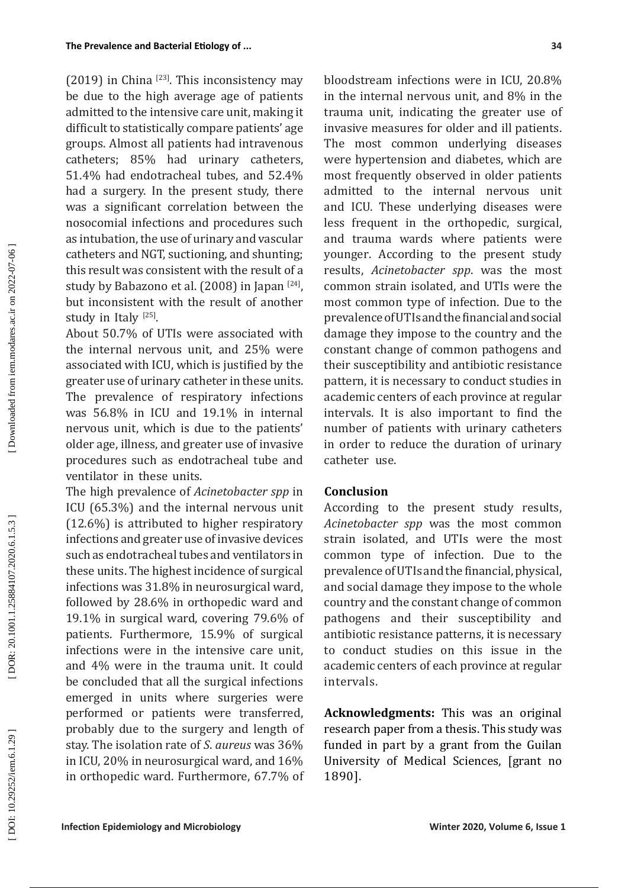(2019) in China [23]. This inconsistency may be due to the high average age of patients admitted to the intensive care unit, making it difficult to statistically compare patients' age groups. Almost all patients had intravenous catheters; 85% had urinary catheters, 51.4% had endotracheal tubes, and 52.4% had a surgery. In the present study, there was a significant correlation between the nosocomial infections and procedures such as intubation, the use of urinary and vascular catheters and NGT, suctioning, and shunting; this result was consistent with the result of a study by Babazono et al. (2008) in Japan [24], but inconsistent with the result of another study in Italy [25].

About 50.7% of UTIs were associated with the internal nervous unit, and 25% were associated with ICU, which is justified by the greater use of urinary catheter in these units. The prevalence of respiratory infections was 56.8% in ICU and 19.1% in internal nervous unit, which is due to the patients' older age, illness, and greater use of invasive procedures such as endotracheal tube and ventilator in these units.

The high prevalence of *Acinetobacter spp* in ICU (65.3%) and the internal nervous unit (12.6%) is attributed to higher respiratory infections and greater use of invasive devices such as endotracheal tubes and ventilators in these units. The highest incidence of surgical infections was 31.8% in neurosurgical ward, followed by 28.6% in orthopedic ward and 19.1% in surgical ward, covering 79.6% of patients. Furthermore, 15.9% of surgical infections were in the intensive care unit, and 4% were in the trauma unit. It could be concluded that all the surgical infections emerged in units where surgeries were performed or patients were transferred, probably due to the surgery and length of stay. The isolation rate of *S. aureus* was 36% in ICU, 20% in neurosurgical ward, and 16% in orthopedic ward. Furthermore, 67.7% of bloodstream infections were in ICU, 20.8% in the internal nervous unit, and 8% in the trauma unit, indicating the greater use of invasive measures for older and ill patients. The most common underlying diseases were hypertension and diabetes, which are most frequently observed in older patients admitted to the internal nervous unit and ICU. These underlying diseases were less frequent in the orthopedic, surgical, and trauma wards where patients were younger. According to the present study results, *Acinetobacter spp*. was the most common strain isolated, and UTIs were the most common type of infection. Due to the prevalence of UTIs and the financial and social damage they impose to the country and the constant change of common pathogens and their susceptibility and antibiotic resistance pattern, it is necessary to conduct studies in academic centers of each province at regular intervals. It is also important to find the number of patients with urinary catheters in order to reduce the duration of urinary catheter use.

## Conclusion

According to the present study results, *Acinetobacter spp* was the most common strain isolated, and UTIs were the most common type of infection. Due to the prevalence of UTIs and the financial, physical, and social damage they impose to the whole country and the constant change of common pathogens and their susceptibility and antibiotic resistance patterns, it is necessary to conduct studies on this issue in the academic centers of each province at regular intervals.

**Acknowledgments:** This was an original research paper from a thesis. This study was funded in part by a grant from the Guilan University of Medical Sciences, [grant no 1890].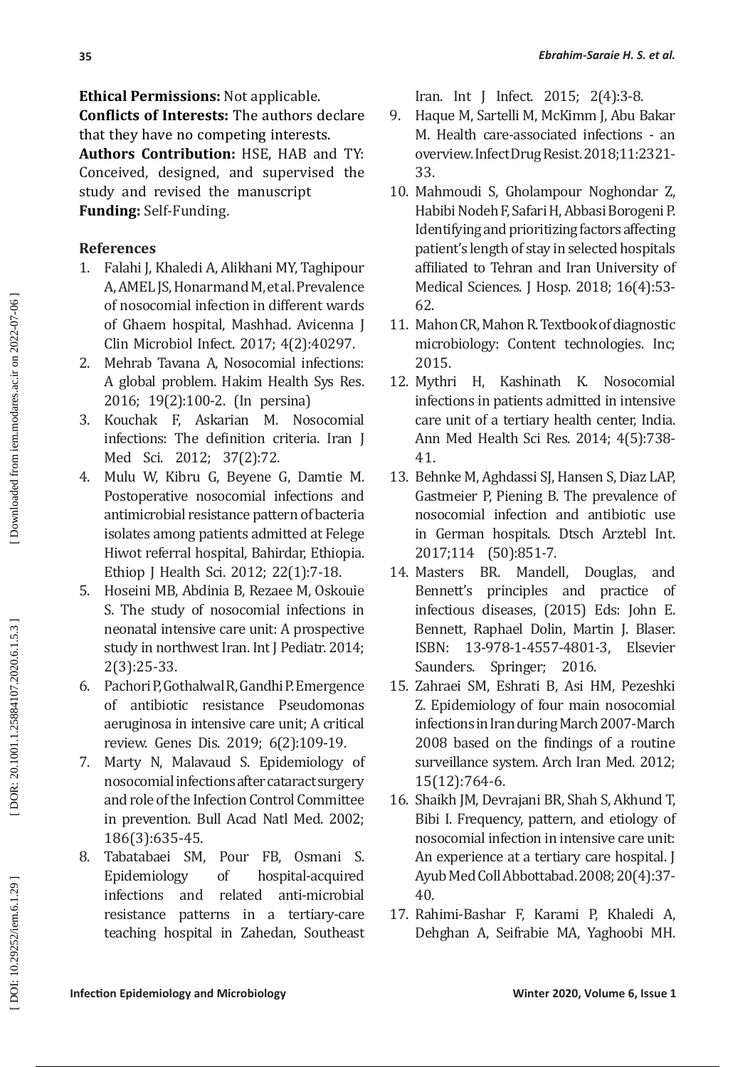**Ethical Permissions:** Not applicable.

**Conflicts of Interests:** The authors declare that they have no competing interests.

**Authors Contribution:** HSE, HAB and TY: Conceived, designed, and supervised the study and revised the manuscript

**Funding:** Self-Funding.

### References

1. Falahi J, Khaledi A, Alikhani MY, Taghipour A, AMEL JS, Honarmand M, et al. Prevalence of nosocomial infection in different wards of Ghaem hospital, Mashhad. Avicenna J Clin Microbiol Infect. 2017; 4(2):40297.
2. Mehrab Tavana A, Nosocomial infections: A global problem. Hakim Health Sys Res. 2016; 19(2):100-2. (In persina)
3. Kouchak F, Askarian M. Nosocomial infections: The definition criteria. Iran J Med Sci. 2012; 37(2):72.
4. Mulu W, Kibru G, Beyene G, Damtie M. Postoperative nosocomial infections and antimicrobial resistance pattern of bacteria isolates among patients admitted at Felege Hiwot referral hospital, Bahirdar, Ethiopia. Ethiop J Health Sci. 2012; 22(1):7-18.
5. Hoseini MB, Abdinia B, Rezaee M, Oskouie S. The study of nosocomial infections in neonatal intensive care unit: A prospective study in northwest Iran. Int J Pediatr. 2014; 2(3):25-33.
6. Pachori P, Gothalwal R, Gandhi P. Emergence of antibiotic resistance Pseudomonas aeruginosa in intensive care unit; A critical review. Genes Dis. 2019; 6(2):109-19.
7. Marty N, Malavaud S. Epidemiology of nosocomial infections after cataract surgery and role of the Infection Control Committee in prevention. Bull Acad Natl Med. 2002; 186(3):635-45.
8. Tabatabaei SM, Pour FB, Osmani S. Epidemiology of hospital-acquired infections and related anti-microbial resistance patterns in a tertiary-care teaching hospital in Zahedan, Southeast Iran. Int J Infect. 2015; 2(4):3-8.
9. Haque M, Sartelli M, McKimm J, Abu Bakar M. Health care-associated infections - an overview. Infect Drug Resist. 2018;11:2321-33.
10. Mahmoudi S, Gholampour Noghondar Z, Habibi Nodeh F, Safari H, Abbasi Borogeni P. Identifying and prioritizing factors affecting patient's length of stay in selected hospitals affiliated to Tehran and Iran University of Medical Sciences. J Hosp. 2018; 16(4):53-62.
11. Mahon CR, Mahon R. Textbook of diagnostic microbiology: Content technologies. Inc; 2015.
12. Mythri H, Kashinath K. Nosocomial infections in patients admitted in intensive care unit of a tertiary health center, India. Ann Med Health Sci Res. 2014; 4(5):738-41.
13. Behnke M, Aghdassi SJ, Hansen S, Diaz LAP, Gastmeier P, Piening B. The prevalence of nosocomial infection and antibiotic use in German hospitals. Dtsch Arztebl Int. 2017;114 (50):851-7.
14. Masters BR. Mandell, Douglas, and Bennett's principles and practice of infectious diseases, (2015) Eds: John E. Bennett, Raphael Dolin, Martin J. Blaser. ISBN: 13-978-1-4557-4801-3, Elsevier Saunders. Springer; 2016.
15. Zahraei SM, Eshrati B, Asi HM, Pezeshki Z. Epidemiology of four main nosocomial infections in Iran during March 2007-March 2008 based on the findings of a routine surveillance system. Arch Iran Med. 2012; 15(12):764-6.
16. Shaikh JM, Devrajani BR, Shah S, Akhund T, Bibi I. Frequency, pattern, and etiology of nosocomial infection in intensive care unit: An experience at a tertiary care hospital. J Ayub Med Coll Abbottabad. 2008; 20(4):37-40.
17. Rahimi-Bashar F, Karami P, Khaledi A, Dehghan A, Seifrabie MA, Yaghoobi MH.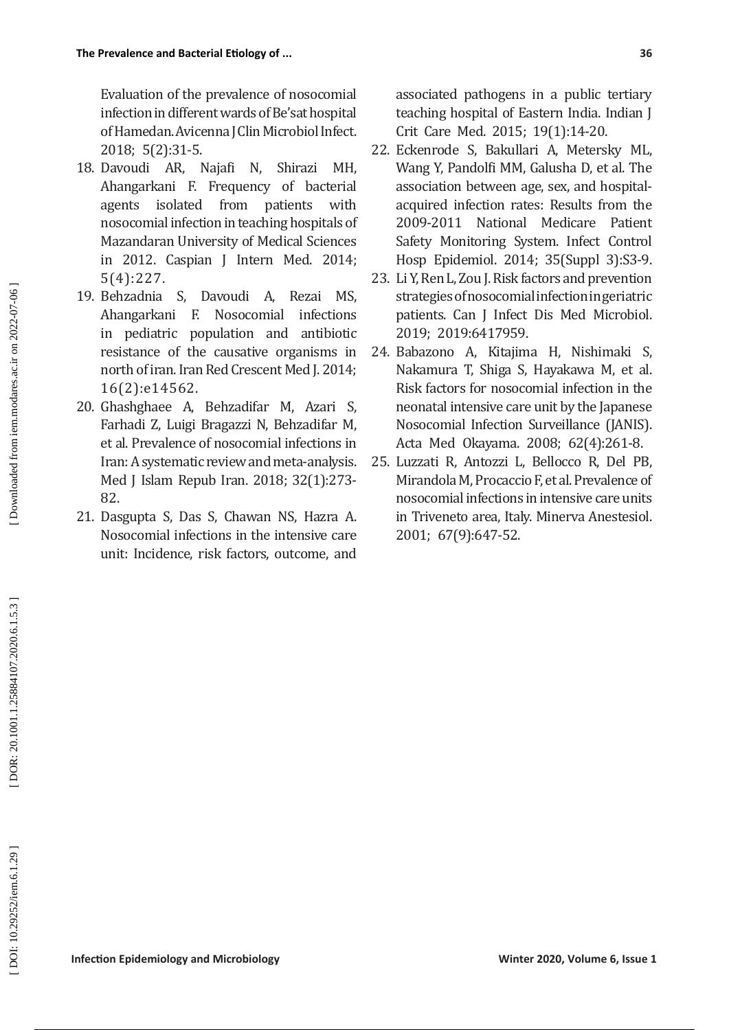Evaluation of the prevalence of nosocomial infection in different wards of Be'sat hospital of Hamedan. Avicenna J Clin Microbiol Infect. 2018; 5(2):31-5.

18. Davoudi AR, Najafi N, Shirazi MH, Ahangarkani F. Frequency of bacterial agents isolated from patients with nosocomial infection in teaching hospitals of Mazandaran University of Medical Sciences in 2012. Caspian J Intern Med. 2014; 5(4):227.
19. Behzadnia S, Davoudi A, Rezai MS, Ahangarkani F. Nosocomial infections in pediatric population and antibiotic resistance of the causative organisms in north of iran. Iran Red Crescent Med J. 2014; 16(2):e14562.
20. Ghashghaee A, Behzadifar M, Azari S, Farhadi Z, Luigi Bragazzi N, Behzadifar M, et al. Prevalence of nosocomial infections in Iran: A systematic review and meta-analysis. Med J Islam Repub Iran. 2018; 32(1):273-82.
21. Dasgupta S, Das S, Chawan NS, Hazra A. Nosocomial infections in the intensive care unit: Incidence, risk factors, outcome, and associated pathogens in a public tertiary teaching hospital of Eastern India. Indian J Crit Care Med. 2015; 19(1):14-20.
22. Eckenrode S, Bakullari A, Metersky ML, Wang Y, Pandolfi MM, Galusha D, et al. The association between age, sex, and hospital-acquired infection rates: Results from the 2009-2011 National Medicare Patient Safety Monitoring System. Infect Control Hosp Epidemiol. 2014; 35(Suppl 3):S3-9.
23. Li Y, Ren L, Zou J. Risk factors and prevention strategies of nosocomial infection in geriatric patients. Can J Infect Dis Med Microbiol. 2019; 2019:6417959.
24. Babazono A, Kitajima H, Nishimaki S, Nakamura T, Shiga S, Hayakawa M, et al. Risk factors for nosocomial infection in the neonatal intensive care unit by the Japanese Nosocomial Infection Surveillance (JANIS). Acta Med Okayama. 2008; 62(4):261-8.
25. Luzzati R, Antozzi L, Bellocco R, Del PB, Mirandola M, Procaccio F, et al. Prevalence of nosocomial infections in intensive care units in Triveneto area, Italy. Minerva Anestesiol. 2001; 67(9):647-52.